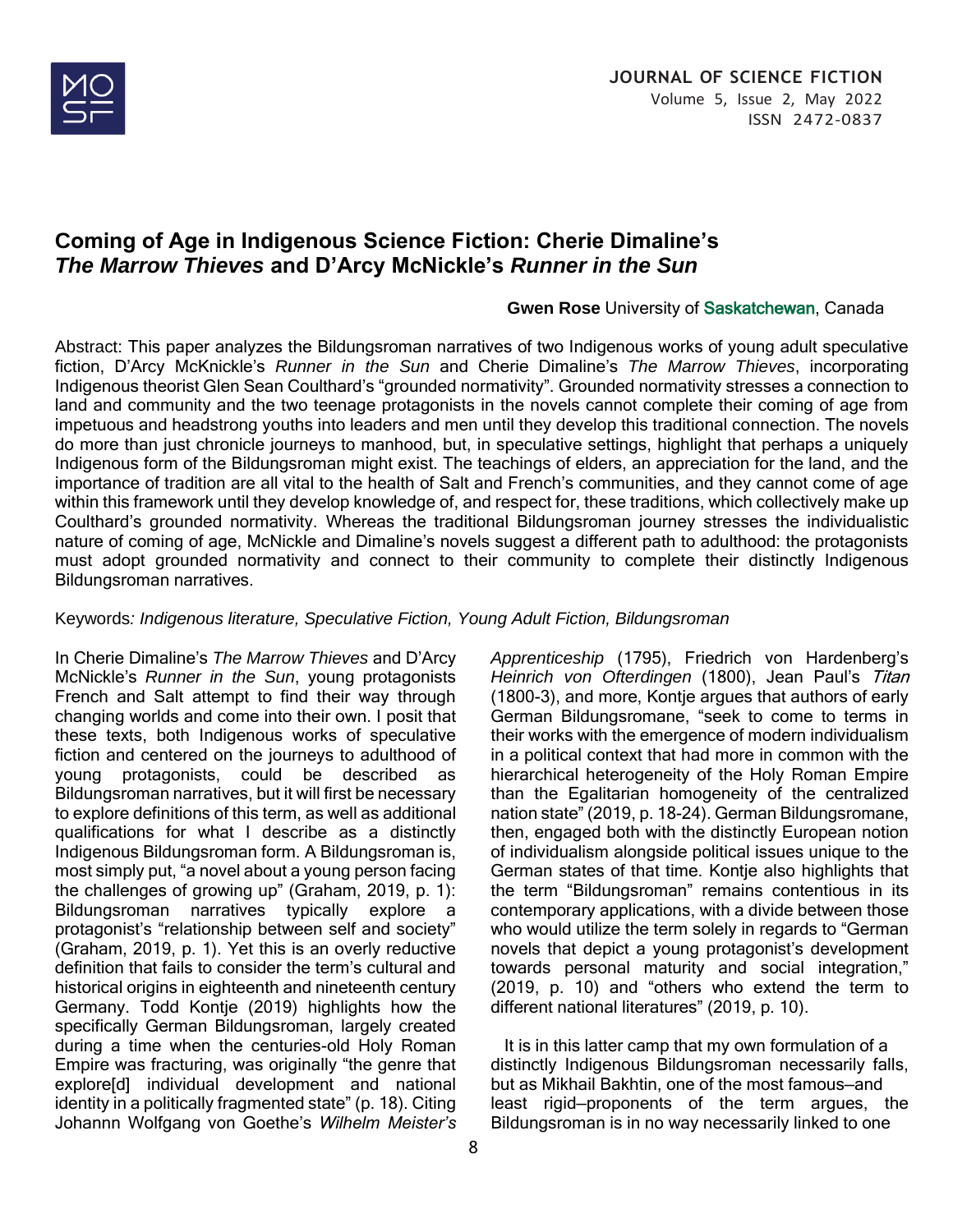# Coming of Age in Indigenous Science Fiction: Cherie Dimaline's *The Marrow Thieves* and D'Arcy McNickle's *Runner in the Sun*

**Gwen Rose** University of Saskatchewan, Canada

Abstract: This paper analyzes the Bildungsroman narratives of two Indigenous works of young adult speculative fiction, D'Arcy McKnickle's *Runner in the Sun* and Cherie Dimaline's *The Marrow Thieves*, incorporating Indigenous theorist Glen Sean Coulthard's "grounded normativity". Grounded normativity stresses a connection to land and community and the two teenage protagonists in the novels cannot complete their coming of age from impetuous and headstrong youths into leaders and men until they develop this traditional connection. The novels do more than just chronicle journeys to manhood, but, in speculative settings, highlight that perhaps a uniquely Indigenous form of the Bildungsroman might exist. The teachings of elders, an appreciation for the land, and the importance of tradition are all vital to the health of Salt and French's communities, and they cannot come of age within this framework until they develop knowledge of, and respect for, these traditions, which collectively make up Coulthard's grounded normativity. Whereas the traditional Bildungsroman journey stresses the individualistic nature of coming of age, McNickle and Dimaline's novels suggest a different path to adulthood: the protagonists must adopt grounded normativity and connect to their community to complete their distinctly Indigenous Bildungsroman narratives.

Keywords*: Indigenous literature, Speculative Fiction, Young Adult Fiction, Bildungsroman*

In Cherie Dimaline's *The Marrow Thieves* and D'Arcy McNickle's *Runner in the Sun*, young protagonists French and Salt attempt to find their way through changing worlds and come into their own. I posit that these texts, both Indigenous works of speculative fiction and centered on the journeys to adulthood of young protagonists, could be described as Bildungsroman narratives, but it will first be necessary to explore definitions of this term, as well as additional qualifications for what I describe as a distinctly Indigenous Bildungsroman form. A Bildungsroman is, most simply put, "a novel about a young person facing the challenges of growing up" (Graham, 2019, p. 1): Bildungsroman narratives typically explore a protagonist's "relationship between self and society" (Graham, 2019, p. 1). Yet this is an overly reductive definition that fails to consider the term's cultural and historical origins in eighteenth and nineteenth century Germany. Todd Kontje (2019) highlights how the specifically German Bildungsroman, largely created during a time when the centuries-old Holy Roman Empire was fracturing, was originally "the genre that explore[d] individual development and national identity in a politically fragmented state" (p. 18). Citing Johannn Wolfgang von Goethe's *Wilhelm Meister's Apprenticeship* (1795), Friedrich von Hardenberg's *Heinrich von Ofterdingen* (1800), Jean Paul's *Titan* (1800-3), and more, Kontje argues that authors of early German Bildungsromane, "seek to come to terms in their works with the emergence of modern individualism in a political context that had more in common with the hierarchical heterogeneity of the Holy Roman Empire than the Egalitarian homogeneity of the centralized nation state" (2019, p. 18-24). German Bildungsromane, then, engaged both with the distinctly European notion of individualism alongside political issues unique to the German states of that time. Kontje also highlights that the term "Bildungsroman" remains contentious in its contemporary applications, with a divide between those who would utilize the term solely in regards to "German novels that depict a young protagonist's development towards personal maturity and social integration," (2019, p. 10) and "others who extend the term to different national literatures" (2019, p. 10).

It is in this latter camp that my own formulation of a distinctly Indigenous Bildungsroman necessarily falls, but as Mikhail Bakhtin, one of the most famous—and least rigid—proponents of the term argues, the Bildungsroman is in no way necessarily linked to one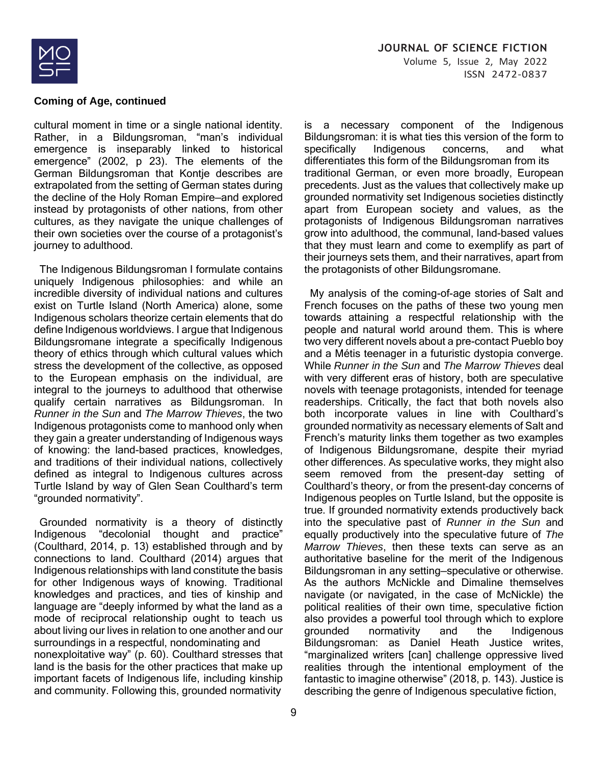**Coming of Age, continued**

cultural moment in time or a single national identity. Rather, in a Bildungsroman, "man's individual emergence is inseparably linked to historical emergence" (2002, p 23). The elements of the German Bildungsroman that Kontje describes are extrapolated from the setting of German states during the decline of the Holy Roman Empire—and explored instead by protagonists of other nations, from other cultures, as they navigate the unique challenges of their own societies over the course of a protagonist's journey to adulthood.

The Indigenous Bildungsroman I formulate contains uniquely Indigenous philosophies: and while an incredible diversity of individual nations and cultures exist on Turtle Island (North America) alone, some Indigenous scholars theorize certain elements that do define Indigenous worldviews. I argue that Indigenous Bildungsromane integrate a specifically Indigenous theory of ethics through which cultural values which stress the development of the collective, as opposed to the European emphasis on the individual, are integral to the journeys to adulthood that otherwise qualify certain narratives as Bildungsroman. In *Runner in the Sun* and *The Marrow Thieves*, the two Indigenous protagonists come to manhood only when they gain a greater understanding of Indigenous ways of knowing: the land-based practices, knowledges, and traditions of their individual nations, collectively defined as integral to Indigenous cultures across Turtle Island by way of Glen Sean Coulthard's term "grounded normativity".

Grounded normativity is a theory of distinctly Indigenous "decolonial thought and practice" (Coulthard, 2014, p. 13) established through and by connections to land. Coulthard (2014) argues that Indigenous relationships with land constitute the basis for other Indigenous ways of knowing. Traditional knowledges and practices, and ties of kinship and language are "deeply informed by what the land as a mode of reciprocal relationship ought to teach us about living our lives in relation to one another and our surroundings in a respectful, nondominating and nonexploitative way" (p. 60). Coulthard stresses that land is the basis for the other practices that make up important facets of Indigenous life, including kinship and community. Following this, grounded normativity is a necessary component of the Indigenous Bildungsroman: it is what ties this version of the form to specifically Indigenous concerns, and what differentiates this form of the Bildungsroman from its traditional German, or even more broadly, European precedents. Just as the values that collectively make up grounded normativity set Indigenous societies distinctly apart from European society and values, as the protagonists of Indigenous Bildungsroman narratives grow into adulthood, the communal, land-based values that they must learn and come to exemplify as part of their journeys sets them, and their narratives, apart from the protagonists of other Bildungsromane.

My analysis of the coming-of-age stories of Salt and French focuses on the paths of these two young men towards attaining a respectful relationship with the people and natural world around them. This is where two very different novels about a pre-contact Pueblo boy and a Métis teenager in a futuristic dystopia converge. While *Runner in the Sun* and *The Marrow Thieves* deal with very different eras of history, both are speculative novels with teenage protagonists, intended for teenage readerships. Critically, the fact that both novels also both incorporate values in line with Coulthard's grounded normativity as necessary elements of Salt and French's maturity links them together as two examples of Indigenous Bildungsromane, despite their myriad other differences. As speculative works, they might also seem removed from the present-day setting of Coulthard's theory, or from the present-day concerns of Indigenous peoples on Turtle Island, but the opposite is true. If grounded normativity extends productively back into the speculative past of *Runner in the Sun* and equally productively into the speculative future of *The Marrow Thieves*, then these texts can serve as an authoritative baseline for the merit of the Indigenous Bildungsroman in any setting—speculative or otherwise. As the authors McNickle and Dimaline themselves navigate (or navigated, in the case of McNickle) the political realities of their own time, speculative fiction also provides a powerful tool through which to explore grounded normativity and the Indigenous Bildungsroman: as Daniel Heath Justice writes, "marginalized writers [can] challenge oppressive lived realities through the intentional employment of the fantastic to imagine otherwise" (2018, p. 143). Justice is describing the genre of Indigenous speculative fiction,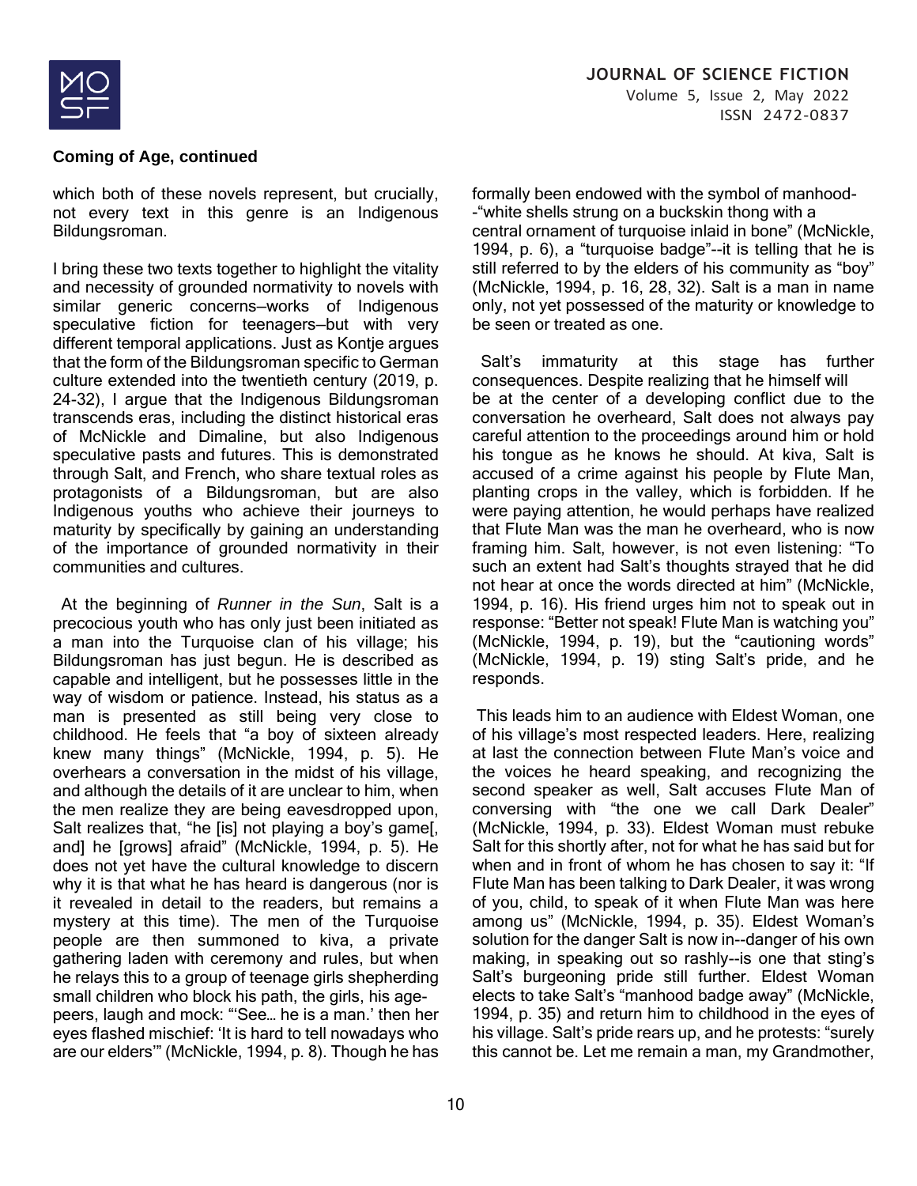**Coming of Age, continued**

which both of these novels represent, but crucially, not every text in this genre is an Indigenous Bildungsroman.

I bring these two texts together to highlight the vitality and necessity of grounded normativity to novels with similar generic concerns—works of Indigenous speculative fiction for teenagers—but with very different temporal applications. Just as Kontje argues that the form of the Bildungsroman specific to German culture extended into the twentieth century (2019, p. 24-32), I argue that the Indigenous Bildungsroman transcends eras, including the distinct historical eras of McNickle and Dimaline, but also Indigenous speculative pasts and futures. This is demonstrated through Salt, and French, who share textual roles as protagonists of a Bildungsroman, but are also Indigenous youths who achieve their journeys to maturity by specifically by gaining an understanding of the importance of grounded normativity in their communities and cultures.

At the beginning of *Runner in the Sun*, Salt is a precocious youth who has only just been initiated as a man into the Turquoise clan of his village; his Bildungsroman has just begun. He is described as capable and intelligent, but he possesses little in the way of wisdom or patience. Instead, his status as a man is presented as still being very close to childhood. He feels that "a boy of sixteen already knew many things" (McNickle, 1994, p. 5). He overhears a conversation in the midst of his village, and although the details of it are unclear to him, when the men realize they are being eavesdropped upon, Salt realizes that, "he [is] not playing a boy's game[, and] he [grows] afraid" (McNickle, 1994, p. 5). He does not yet have the cultural knowledge to discern why it is that what he has heard is dangerous (nor is it revealed in detail to the readers, but remains a mystery at this time). The men of the Turquoise people are then summoned to kiva, a private gathering laden with ceremony and rules, but when he relays this to a group of teenage girls shepherding small children who block his path, the girls, his age-peers, laugh and mock: "'See… he is a man.' then her eyes flashed mischief: 'It is hard to tell nowadays who are our elders'" (McNickle, 1994, p. 8). Though he has formally been endowed with the symbol of manhood--"white shells strung on a buckskin thong with a central ornament of turquoise inlaid in bone" (McNickle, 1994, p. 6), a "turquoise badge"--it is telling that he is still referred to by the elders of his community as "boy" (McNickle, 1994, p. 16, 28, 32). Salt is a man in name only, not yet possessed of the maturity or knowledge to be seen or treated as one.

Salt's immaturity at this stage has further consequences. Despite realizing that he himself will be at the center of a developing conflict due to the conversation he overheard, Salt does not always pay careful attention to the proceedings around him or hold his tongue as he knows he should. At kiva, Salt is accused of a crime against his people by Flute Man, planting crops in the valley, which is forbidden. If he were paying attention, he would perhaps have realized that Flute Man was the man he overheard, who is now framing him. Salt, however, is not even listening: "To such an extent had Salt's thoughts strayed that he did not hear at once the words directed at him" (McNickle, 1994, p. 16). His friend urges him not to speak out in response: "Better not speak! Flute Man is watching you" (McNickle, 1994, p. 19), but the "cautioning words" (McNickle, 1994, p. 19) sting Salt's pride, and he responds.

This leads him to an audience with Eldest Woman, one of his village's most respected leaders. Here, realizing at last the connection between Flute Man's voice and the voices he heard speaking, and recognizing the second speaker as well, Salt accuses Flute Man of conversing with "the one we call Dark Dealer" (McNickle, 1994, p. 33). Eldest Woman must rebuke Salt for this shortly after, not for what he has said but for when and in front of whom he has chosen to say it: "If Flute Man has been talking to Dark Dealer, it was wrong of you, child, to speak of it when Flute Man was here among us" (McNickle, 1994, p. 35). Eldest Woman's solution for the danger Salt is now in--danger of his own making, in speaking out so rashly--is one that sting's Salt's burgeoning pride still further. Eldest Woman elects to take Salt's "manhood badge away" (McNickle, 1994, p. 35) and return him to childhood in the eyes of his village. Salt's pride rears up, and he protests: "surely this cannot be. Let me remain a man, my Grandmother,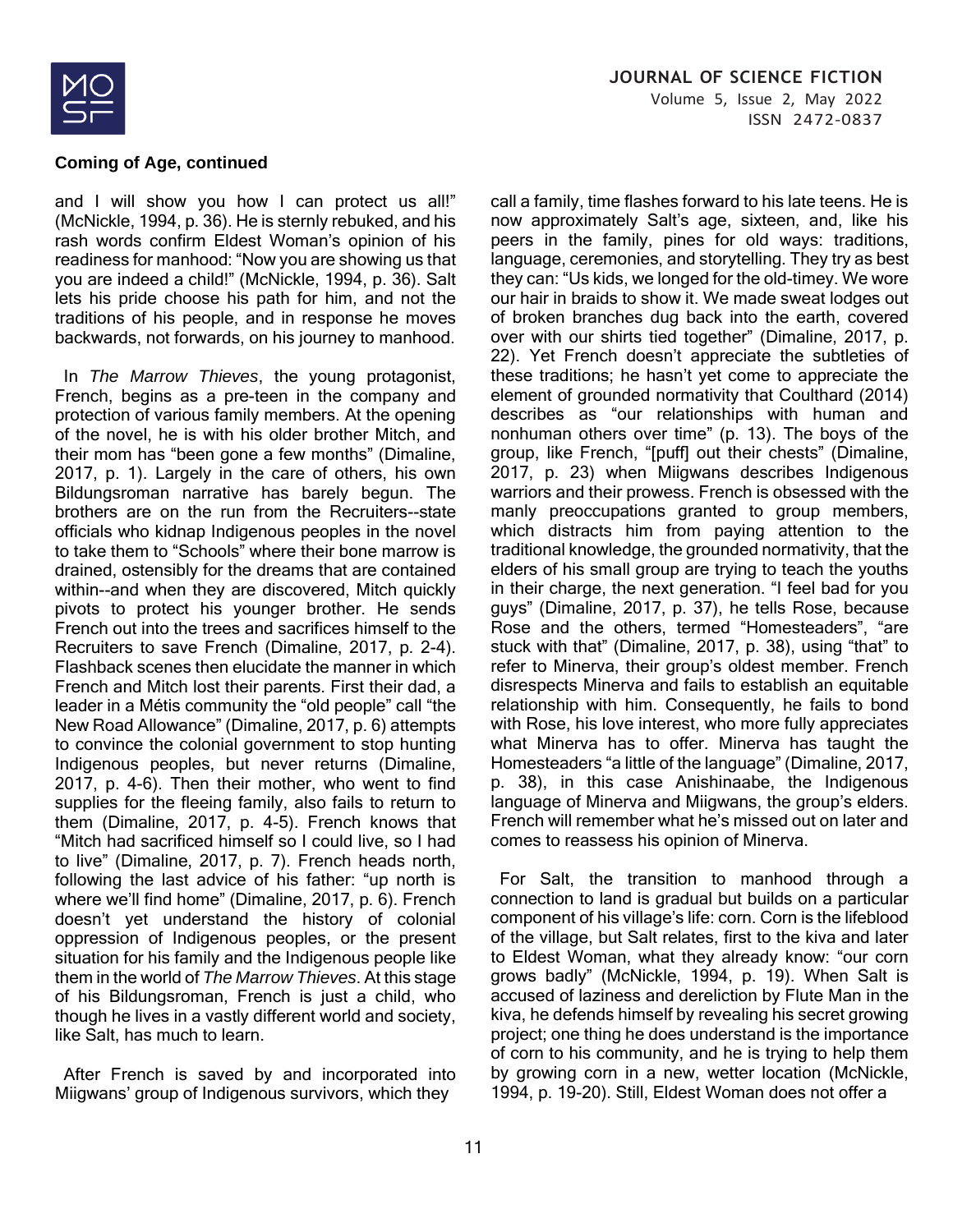**Coming of Age, continued**

and I will show you how I can protect us all!" (McNickle, 1994, p. 36). He is sternly rebuked, and his rash words confirm Eldest Woman's opinion of his readiness for manhood: "Now you are showing us that you are indeed a child!" (McNickle, 1994, p. 36). Salt lets his pride choose his path for him, and not the traditions of his people, and in response he moves backwards, not forwards, on his journey to manhood.

In *The Marrow Thieves*, the young protagonist, French, begins as a pre-teen in the company and protection of various family members. At the opening of the novel, he is with his older brother Mitch, and their mom has "been gone a few months" (Dimaline, 2017, p. 1). Largely in the care of others, his own Bildungsroman narrative has barely begun. The brothers are on the run from the Recruiters--state officials who kidnap Indigenous peoples in the novel to take them to "Schools" where their bone marrow is drained, ostensibly for the dreams that are contained within--and when they are discovered, Mitch quickly pivots to protect his younger brother. He sends French out into the trees and sacrifices himself to the Recruiters to save French (Dimaline, 2017, p. 2-4). Flashback scenes then elucidate the manner in which French and Mitch lost their parents. First their dad, a leader in a Métis community the "old people" call "the New Road Allowance" (Dimaline, 2017, p. 6) attempts to convince the colonial government to stop hunting Indigenous peoples, but never returns (Dimaline, 2017, p. 4-6). Then their mother, who went to find supplies for the fleeing family, also fails to return to them (Dimaline, 2017, p. 4-5). French knows that "Mitch had sacrificed himself so I could live, so I had to live" (Dimaline, 2017, p. 7). French heads north, following the last advice of his father: "up north is where we'll find home" (Dimaline, 2017, p. 6). French doesn't yet understand the history of colonial oppression of Indigenous peoples, or the present situation for his family and the Indigenous people like them in the world of *The Marrow Thieves*. At this stage of his Bildungsroman, French is just a child, who though he lives in a vastly different world and society, like Salt, has much to learn.

After French is saved by and incorporated into Miigwans' group of Indigenous survivors, which they call a family, time flashes forward to his late teens. He is now approximately Salt's age, sixteen, and, like his peers in the family, pines for old ways: traditions, language, ceremonies, and storytelling. They try as best they can: "Us kids, we longed for the old-timey. We wore our hair in braids to show it. We made sweat lodges out of broken branches dug back into the earth, covered over with our shirts tied together" (Dimaline, 2017, p. 22). Yet French doesn't appreciate the subtleties of these traditions; he hasn't yet come to appreciate the element of grounded normativity that Coulthard (2014) describes as "our relationships with human and nonhuman others over time" (p. 13). The boys of the group, like French, "[puff] out their chests" (Dimaline, 2017, p. 23) when Miigwans describes Indigenous warriors and their prowess. French is obsessed with the manly preoccupations granted to group members, which distracts him from paying attention to the traditional knowledge, the grounded normativity, that the elders of his small group are trying to teach the youths in their charge, the next generation. "I feel bad for you guys" (Dimaline, 2017, p. 37), he tells Rose, because Rose and the others, termed "Homesteaders", "are stuck with that" (Dimaline, 2017, p. 38), using "that" to refer to Minerva, their group's oldest member. French disrespects Minerva and fails to establish an equitable relationship with him. Consequently, he fails to bond with Rose, his love interest, who more fully appreciates what Minerva has to offer. Minerva has taught the Homesteaders "a little of the language" (Dimaline, 2017, p. 38), in this case Anishinaabe, the Indigenous language of Minerva and Miigwans, the group's elders. French will remember what he's missed out on later and comes to reassess his opinion of Minerva.

For Salt, the transition to manhood through a connection to land is gradual but builds on a particular component of his village's life: corn. Corn is the lifeblood of the village, but Salt relates, first to the kiva and later to Eldest Woman, what they already know: "our corn grows badly" (McNickle, 1994, p. 19). When Salt is accused of laziness and dereliction by Flute Man in the kiva, he defends himself by revealing his secret growing project; one thing he does understand is the importance of corn to his community, and he is trying to help them by growing corn in a new, wetter location (McNickle, 1994, p. 19-20). Still, Eldest Woman does not offer a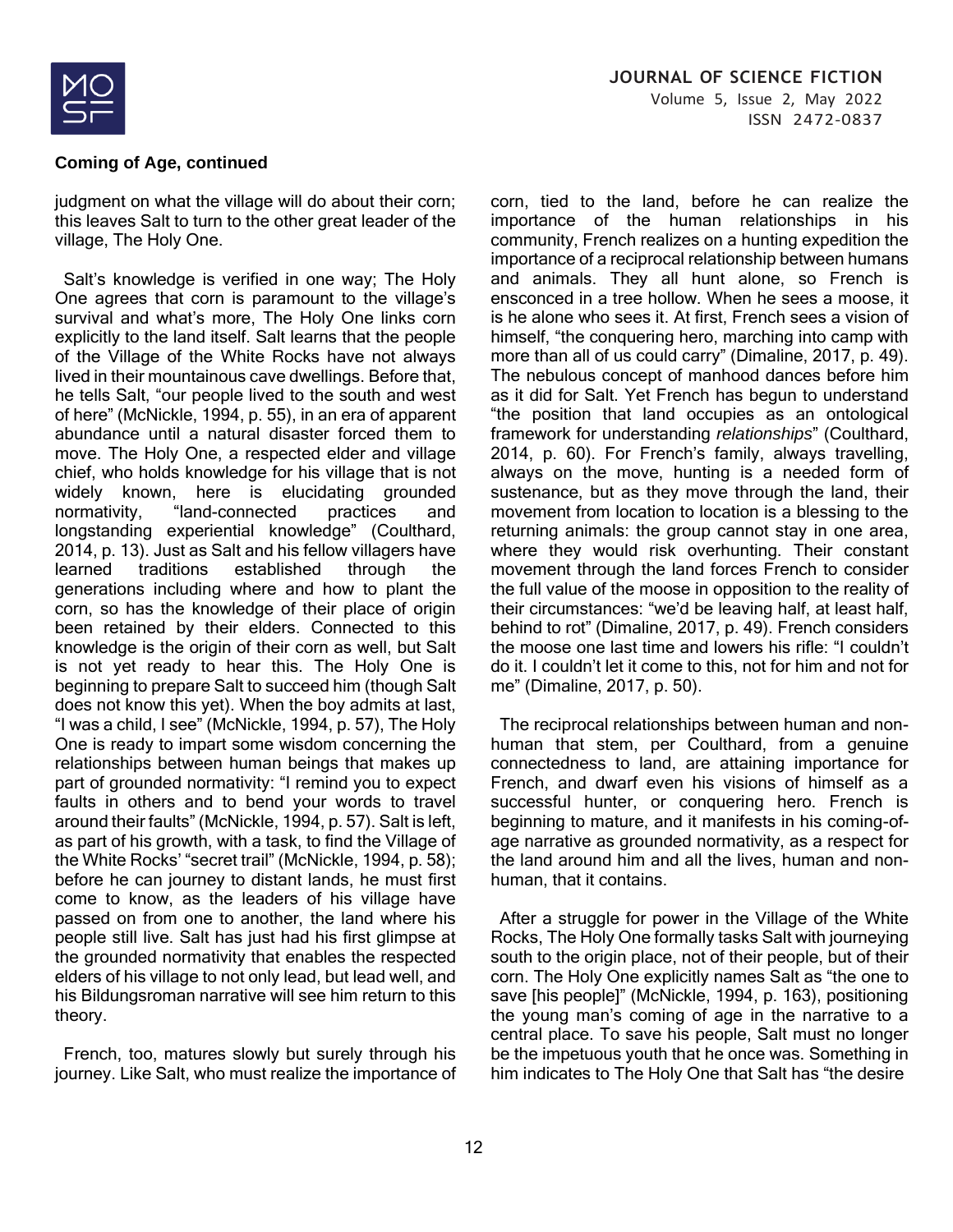**Coming of Age, continued**

judgment on what the village will do about their corn; this leaves Salt to turn to the other great leader of the village, The Holy One.

Salt's knowledge is verified in one way; The Holy One agrees that corn is paramount to the village's survival and what's more, The Holy One links corn explicitly to the land itself. Salt learns that the people of the Village of the White Rocks have not always lived in their mountainous cave dwellings. Before that, he tells Salt, "our people lived to the south and west of here" (McNickle, 1994, p. 55), in an era of apparent abundance until a natural disaster forced them to move. The Holy One, a respected elder and village chief, who holds knowledge for his village that is not widely known, here is elucidating grounded normativity, "land-connected practices and longstanding experiential knowledge" (Coulthard, 2014, p. 13). Just as Salt and his fellow villagers have learned traditions established through the generations including where and how to plant the corn, so has the knowledge of their place of origin been retained by their elders. Connected to this knowledge is the origin of their corn as well, but Salt is not yet ready to hear this. The Holy One is beginning to prepare Salt to succeed him (though Salt does not know this yet). When the boy admits at last, "I was a child, I see" (McNickle, 1994, p. 57), The Holy One is ready to impart some wisdom concerning the relationships between human beings that makes up part of grounded normativity: "I remind you to expect faults in others and to bend your words to travel around their faults" (McNickle, 1994, p. 57). Salt is left, as part of his growth, with a task, to find the Village of the White Rocks' "secret trail" (McNickle, 1994, p. 58); before he can journey to distant lands, he must first come to know, as the leaders of his village have passed on from one to another, the land where his people still live. Salt has just had his first glimpse at the grounded normativity that enables the respected elders of his village to not only lead, but lead well, and his Bildungsroman narrative will see him return to this theory.

French, too, matures slowly but surely through his journey. Like Salt, who must realize the importance of corn, tied to the land, before he can realize the importance of the human relationships in his community, French realizes on a hunting expedition the importance of a reciprocal relationship between humans and animals. They all hunt alone, so French is ensconced in a tree hollow. When he sees a moose, it is he alone who sees it. At first, French sees a vision of himself, "the conquering hero, marching into camp with more than all of us could carry" (Dimaline, 2017, p. 49). The nebulous concept of manhood dances before him as it did for Salt. Yet French has begun to understand "the position that land occupies as an ontological framework for understanding *relationships*" (Coulthard, 2014, p. 60). For French's family, always travelling, always on the move, hunting is a needed form of sustenance, but as they move through the land, their movement from location to location is a blessing to the returning animals: the group cannot stay in one area, where they would risk overhunting. Their constant movement through the land forces French to consider the full value of the moose in opposition to the reality of their circumstances: "we'd be leaving half, at least half, behind to rot" (Dimaline, 2017, p. 49). French considers the moose one last time and lowers his rifle: "I couldn't do it. I couldn't let it come to this, not for him and not for me" (Dimaline, 2017, p. 50).

The reciprocal relationships between human and non-human that stem, per Coulthard, from a genuine connectedness to land, are attaining importance for French, and dwarf even his visions of himself as a successful hunter, or conquering hero. French is beginning to mature, and it manifests in his coming-of-age narrative as grounded normativity, as a respect for the land around him and all the lives, human and non-human, that it contains.

After a struggle for power in the Village of the White Rocks, The Holy One formally tasks Salt with journeying south to the origin place, not of their people, but of their corn. The Holy One explicitly names Salt as "the one to save [his people]" (McNickle, 1994, p. 163), positioning the young man's coming of age in the narrative to a central place. To save his people, Salt must no longer be the impetuous youth that he once was. Something in him indicates to The Holy One that Salt has "the desire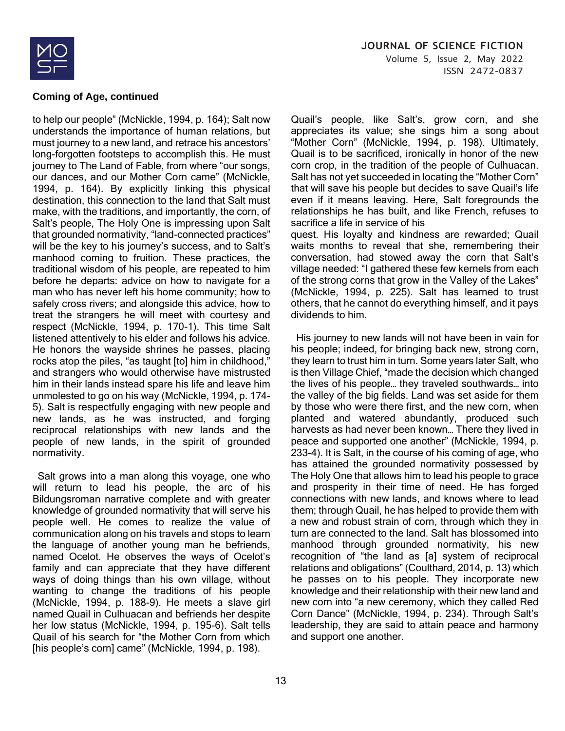to help our people" (McNickle, 1994, p. 164); Salt now understands the importance of human relations, but must journey to a new land, and retrace his ancestors' long-forgotten footsteps to accomplish this. He must journey to The Land of Fable, from where "our songs, our dances, and our Mother Corn came" (McNickle, 1994, p. 164). By explicitly linking this physical destination, this connection to the land that Salt must make, with the traditions, and importantly, the corn, of Salt's people, The Holy One is impressing upon Salt that grounded normativity, "land-connected practices" will be the key to his journey's success, and to Salt's manhood coming to fruition. These practices, the traditional wisdom of his people, are repeated to him before he departs: advice on how to navigate for a man who has never left his home community; how to safely cross rivers; and alongside this advice, how to treat the strangers he will meet with courtesy and respect (McNickle, 1994, p. 170-1). This time Salt listened attentively to his elder and follows his advice. He honors the wayside shrines he passes, placing rocks atop the piles, "as taught [to] him in childhood," and strangers who would otherwise have mistrusted him in their lands instead spare his life and leave him unmolested to go on his way (McNickle, 1994, p. 174-5). Salt is respectfully engaging with new people and new lands, as he was instructed, and forging reciprocal relationships with new lands and the people of new lands, in the spirit of grounded normativity.

Salt grows into a man along this voyage, one who will return to lead his people, the arc of his Bildungsroman narrative complete and with greater knowledge of grounded normativity that will serve his people well. He comes to realize the value of communication along on his travels and stops to learn the language of another young man he befriends, named Ocelot. He observes the ways of Ocelot's family and can appreciate that they have different ways of doing things than his own village, without wanting to change the traditions of his people (McNickle, 1994, p. 188-9). He meets a slave girl named Quail in Culhuacan and befriends her despite her low status (McNickle, 1994, p. 195-6). Salt tells Quail of his search for "the Mother Corn from which [his people's corn] came" (McNickle, 1994, p. 198). Quail's people, like Salt's, grow corn, and she appreciates its value; she sings him a song about "Mother Corn" (McNickle, 1994, p. 198). Ultimately, Quail is to be sacrificed, ironically in honor of the new corn crop, in the tradition of the people of Culhuacan. Salt has not yet succeeded in locating the "Mother Corn" that will save his people but decides to save Quail's life even if it means leaving. Here, Salt foregrounds the relationships he has built, and like French, refuses to sacrifice a life in service of his quest. His loyalty and kindness are rewarded; Quail waits months to reveal that she, remembering their conversation, had stowed away the corn that Salt's village needed: "I gathered these few kernels from each of the strong corns that grow in the Valley of the Lakes" (McNickle, 1994, p. 225). Salt has learned to trust others, that he cannot do everything himself, and it pays dividends to him.

His journey to new lands will not have been in vain for his people; indeed, for bringing back new, strong corn, they learn to trust him in turn. Some years later Salt, who is then Village Chief, "made the decision which changed the lives of his people… they traveled southwards… into the valley of the big fields. Land was set aside for them by those who were there first, and the new corn, when planted and watered abundantly, produced such harvests as had never been known… There they lived in peace and supported one another" (McNickle, 1994, p. 233-4). It is Salt, in the course of his coming of age, who has attained the grounded normativity possessed by The Holy One that allows him to lead his people to grace and prosperity in their time of need. He has forged connections with new lands, and knows where to lead them; through Quail, he has helped to provide them with a new and robust strain of corn, through which they in turn are connected to the land. Salt has blossomed into manhood through grounded normativity, his new recognition of "the land as [a] system of reciprocal relations and obligations" (Coulthard, 2014, p. 13) which he passes on to his people. They incorporate new knowledge and their relationship with their new land and new corn into "a new ceremony, which they called Red Corn Dance" (McNickle, 1994, p. 234). Through Salt's leadership, they are said to attain peace and harmony and support one another.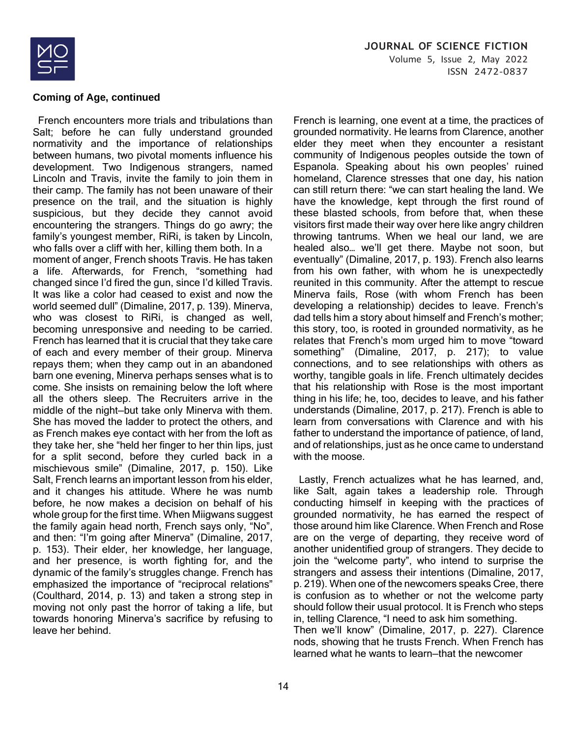**Coming of Age, continued**

French encounters more trials and tribulations than Salt; before he can fully understand grounded normativity and the importance of relationships between humans, two pivotal moments influence his development. Two Indigenous strangers, named Lincoln and Travis, invite the family to join them in their camp. The family has not been unaware of their presence on the trail, and the situation is highly suspicious, but they decide they cannot avoid encountering the strangers. Things do go awry; the family's youngest member, RiRi, is taken by Lincoln, who falls over a cliff with her, killing them both. In a moment of anger, French shoots Travis. He has taken a life. Afterwards, for French, "something had changed since I'd fired the gun, since I'd killed Travis. It was like a color had ceased to exist and now the world seemed dull" (Dimaline, 2017, p. 139). Minerva, who was closest to RiRi, is changed as well, becoming unresponsive and needing to be carried. French has learned that it is crucial that they take care of each and every member of their group. Minerva repays them; when they camp out in an abandoned barn one evening, Minerva perhaps senses what is to come. She insists on remaining below the loft where all the others sleep. The Recruiters arrive in the middle of the night—but take only Minerva with them. She has moved the ladder to protect the others, and as French makes eye contact with her from the loft as they take her, she "held her finger to her thin lips, just for a split second, before they curled back in a mischievous smile" (Dimaline, 2017, p. 150). Like Salt, French learns an important lesson from his elder, and it changes his attitude. Where he was numb before, he now makes a decision on behalf of his whole group for the first time. When Miigwans suggest the family again head north, French says only, "No", and then: "I'm going after Minerva" (Dimaline, 2017, p. 153). Their elder, her knowledge, her language, and her presence, is worth fighting for, and the dynamic of the family's struggles change. French has emphasized the importance of "reciprocal relations" (Coulthard, 2014, p. 13) and taken a strong step in moving not only past the horror of taking a life, but towards honoring Minerva's sacrifice by refusing to leave her behind.

French is learning, one event at a time, the practices of grounded normativity. He learns from Clarence, another elder they meet when they encounter a resistant community of Indigenous peoples outside the town of Espanola. Speaking about his own peoples' ruined homeland, Clarence stresses that one day, his nation can still return there: "we can start healing the land. We have the knowledge, kept through the first round of these blasted schools, from before that, when these visitors first made their way over here like angry children throwing tantrums. When we heal our land, we are healed also… we'll get there. Maybe not soon, but eventually" (Dimaline, 2017, p. 193). French also learns from his own father, with whom he is unexpectedly reunited in this community. After the attempt to rescue Minerva fails, Rose (with whom French has been developing a relationship) decides to leave. French's dad tells him a story about himself and French's mother; this story, too, is rooted in grounded normativity, as he relates that French's mom urged him to move "toward something" (Dimaline, 2017, p. 217); to value connections, and to see relationships with others as worthy, tangible goals in life. French ultimately decides that his relationship with Rose is the most important thing in his life; he, too, decides to leave, and his father understands (Dimaline, 2017, p. 217). French is able to learn from conversations with Clarence and with his father to understand the importance of patience, of land, and of relationships, just as he once came to understand with the moose.

Lastly, French actualizes what he has learned, and, like Salt, again takes a leadership role. Through conducting himself in keeping with the practices of grounded normativity, he has earned the respect of those around him like Clarence. When French and Rose are on the verge of departing, they receive word of another unidentified group of strangers. They decide to join the "welcome party", who intend to surprise the strangers and assess their intentions (Dimaline, 2017, p. 219). When one of the newcomers speaks Cree, there is confusion as to whether or not the welcome party should follow their usual protocol. It is French who steps in, telling Clarence, "I need to ask him something. Then we'll know" (Dimaline, 2017, p. 227). Clarence nods, showing that he trusts French. When French has learned what he wants to learn—that the newcomer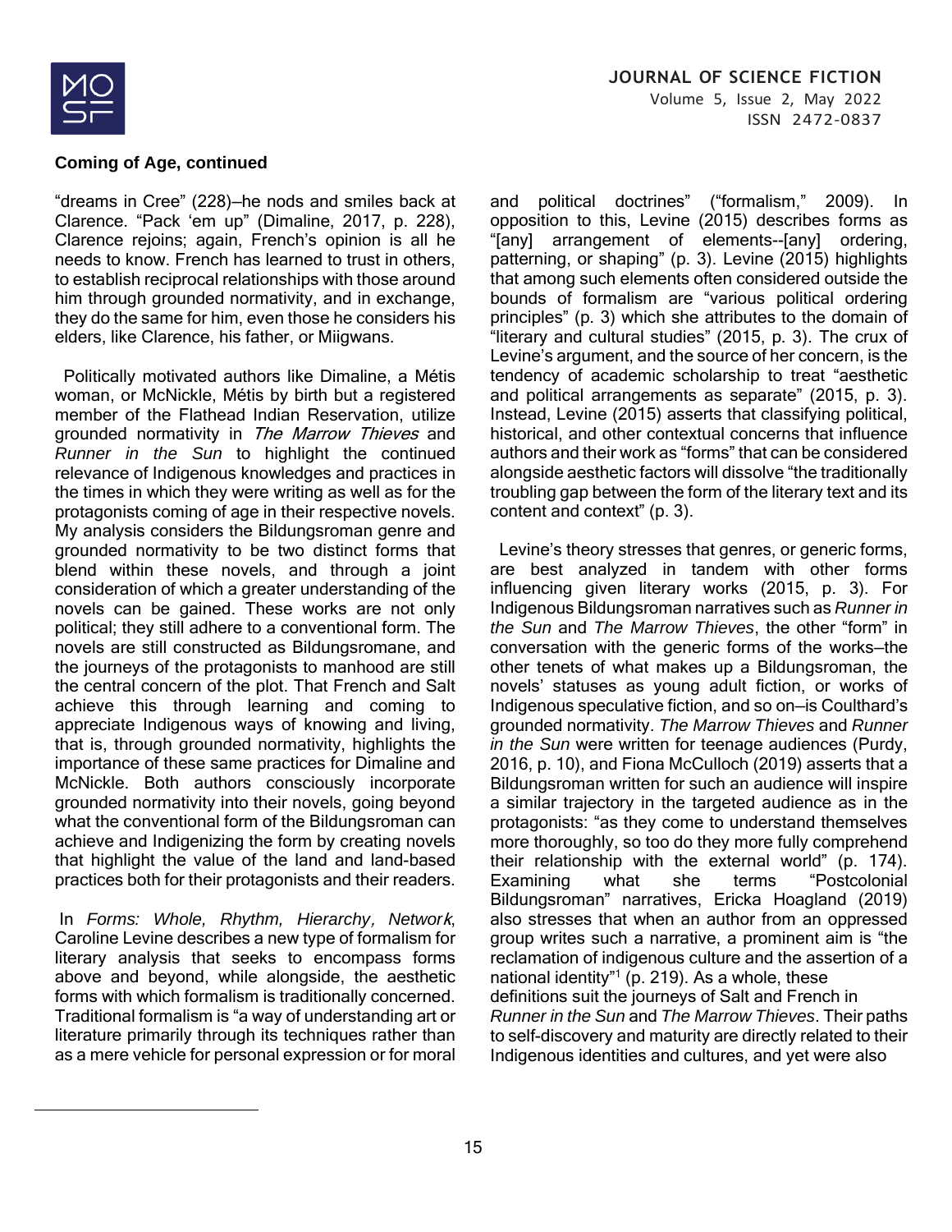**Coming of Age, continued**

"dreams in Cree" (228)—he nods and smiles back at Clarence. "Pack 'em up" (Dimaline, 2017, p. 228), Clarence rejoins; again, French's opinion is all he needs to know. French has learned to trust in others, to establish reciprocal relationships with those around him through grounded normativity, and in exchange, they do the same for him, even those he considers his elders, like Clarence, his father, or Miigwans.

Politically motivated authors like Dimaline, a Métis woman, or McNickle, Métis by birth but a registered member of the Flathead Indian Reservation, utilize grounded normativity in *The Marrow Thieves* and *Runner in the Sun* to highlight the continued relevance of Indigenous knowledges and practices in the times in which they were writing as well as for the protagonists coming of age in their respective novels. My analysis considers the Bildungsroman genre and grounded normativity to be two distinct forms that blend within these novels, and through a joint consideration of which a greater understanding of the novels can be gained. These works are not only political; they still adhere to a conventional form. The novels are still constructed as Bildungsromane, and the journeys of the protagonists to manhood are still the central concern of the plot. That French and Salt achieve this through learning and coming to appreciate Indigenous ways of knowing and living, that is, through grounded normativity, highlights the importance of these same practices for Dimaline and McNickle. Both authors consciously incorporate grounded normativity into their novels, going beyond what the conventional form of the Bildungsroman can achieve and Indigenizing the form by creating novels that highlight the value of the land and land-based practices both for their protagonists and their readers.

In *Forms: Whole, Rhythm, Hierarchy, Network*, Caroline Levine describes a new type of formalism for literary analysis that seeks to encompass forms above and beyond, while alongside, the aesthetic forms with which formalism is traditionally concerned. Traditional formalism is "a way of understanding art or literature primarily through its techniques rather than as a mere vehicle for personal expression or for moral and political doctrines" ("formalism," 2009). In opposition to this, Levine (2015) describes forms as "[any] arrangement of elements--[any] ordering, patterning, or shaping" (p. 3). Levine (2015) highlights that among such elements often considered outside the bounds of formalism are "various political ordering principles" (p. 3) which she attributes to the domain of "literary and cultural studies" (2015, p. 3). The crux of Levine's argument, and the source of her concern, is the tendency of academic scholarship to treat "aesthetic and political arrangements as separate" (2015, p. 3). Instead, Levine (2015) asserts that classifying political, historical, and other contextual concerns that influence authors and their work as "forms" that can be considered alongside aesthetic factors will dissolve "the traditionally troubling gap between the form of the literary text and its content and context" (p. 3).

Levine's theory stresses that genres, or generic forms, are best analyzed in tandem with other forms influencing given literary works (2015, p. 3). For Indigenous Bildungsroman narratives such as *Runner in the Sun* and *The Marrow Thieves*, the other "form" in conversation with the generic forms of the works—the other tenets of what makes up a Bildungsroman, the novels' statuses as young adult fiction, or works of Indigenous speculative fiction, and so on—is Coulthard's grounded normativity. *The Marrow Thieves* and *Runner in the Sun* were written for teenage audiences (Purdy, 2016, p. 10), and Fiona McCulloch (2019) asserts that a Bildungsroman written for such an audience will inspire a similar trajectory in the targeted audience as in the protagonists: "as they come to understand themselves more thoroughly, so too do they more fully comprehend their relationship with the external world" (p. 174). Examining what she terms "Postcolonial Bildungsroman" narratives, Ericka Hoagland (2019) also stresses that when an author from an oppressed group writes such a narrative, a prominent aim is "the reclamation of indigenous culture and the assertion of a national identity"[1] (p. 219). As a whole, these definitions suit the journeys of Salt and French in *Runner in the Sun* and *The Marrow Thieves*. Their paths to self-discovery and maturity are directly related to their Indigenous identities and cultures, and yet were also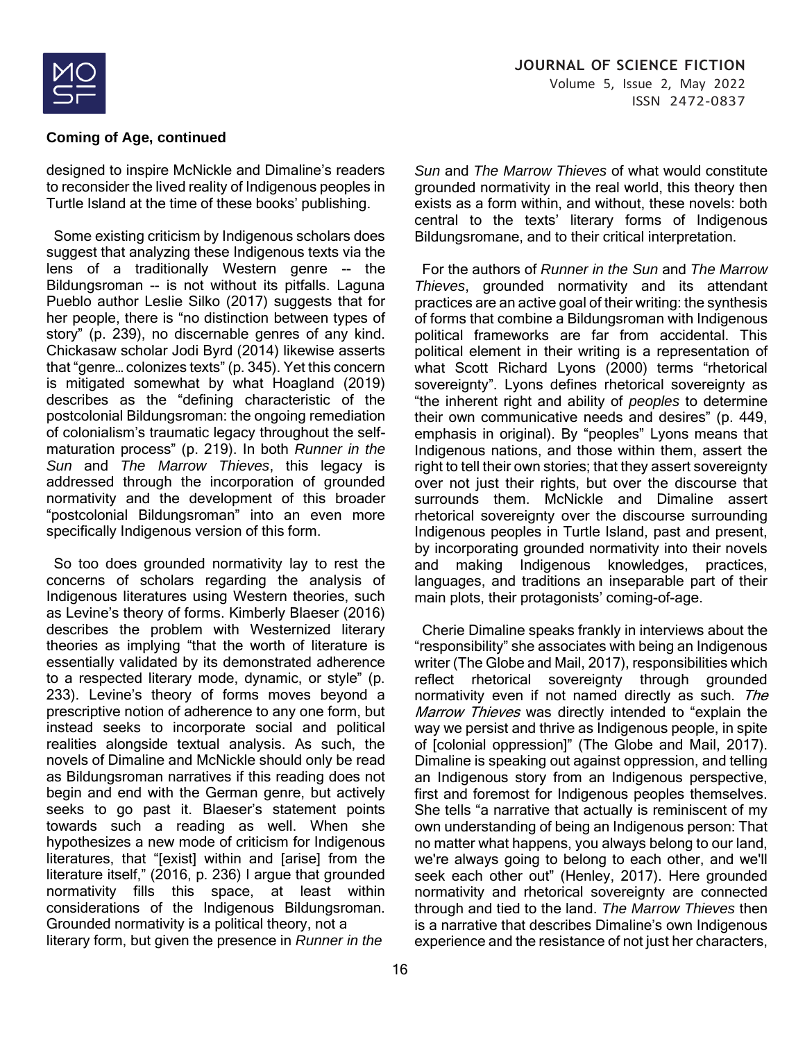designed to inspire McNickle and Dimaline's readers to reconsider the lived reality of Indigenous peoples in Turtle Island at the time of these books' publishing.

Some existing criticism by Indigenous scholars does suggest that analyzing these Indigenous texts via the lens of a traditionally Western genre -- the Bildungsroman -- is not without its pitfalls. Laguna Pueblo author Leslie Silko (2017) suggests that for her people, there is "no distinction between types of story" (p. 239), no discernable genres of any kind. Chickasaw scholar Jodi Byrd (2014) likewise asserts that "genre… colonizes texts" (p. 345). Yet this concern is mitigated somewhat by what Hoagland (2019) describes as the "defining characteristic of the postcolonial Bildungsroman: the ongoing remediation of colonialism's traumatic legacy throughout the self-maturation process" (p. 219). In both *Runner in the Sun* and *The Marrow Thieves*, this legacy is addressed through the incorporation of grounded normativity and the development of this broader "postcolonial Bildungsroman" into an even more specifically Indigenous version of this form.

So too does grounded normativity lay to rest the concerns of scholars regarding the analysis of Indigenous literatures using Western theories, such as Levine's theory of forms. Kimberly Blaeser (2016) describes the problem with Westernized literary theories as implying "that the worth of literature is essentially validated by its demonstrated adherence to a respected literary mode, dynamic, or style" (p. 233). Levine's theory of forms moves beyond a prescriptive notion of adherence to any one form, but instead seeks to incorporate social and political realities alongside textual analysis. As such, the novels of Dimaline and McNickle should only be read as Bildungsroman narratives if this reading does not begin and end with the German genre, but actively seeks to go past it. Blaeser's statement points towards such a reading as well. When she hypothesizes a new mode of criticism for Indigenous literatures, that "[exist] within and [arise] from the literature itself," (2016, p. 236) I argue that grounded normativity fills this space, at least within considerations of the Indigenous Bildungsroman. Grounded normativity is a political theory, not a literary form, but given the presence in *Runner in the Sun* and *The Marrow Thieves* of what would constitute grounded normativity in the real world, this theory then exists as a form within, and without, these novels: both central to the texts' literary forms of Indigenous Bildungsromane, and to their critical interpretation.

For the authors of *Runner in the Sun* and *The Marrow Thieves*, grounded normativity and its attendant practices are an active goal of their writing: the synthesis of forms that combine a Bildungsroman with Indigenous political frameworks are far from accidental. This political element in their writing is a representation of what Scott Richard Lyons (2000) terms "rhetorical sovereignty". Lyons defines rhetorical sovereignty as "the inherent right and ability of *peoples* to determine their own communicative needs and desires" (p. 449, emphasis in original). By "peoples" Lyons means that Indigenous nations, and those within them, assert the right to tell their own stories; that they assert sovereignty over not just their rights, but over the discourse that surrounds them. McNickle and Dimaline assert rhetorical sovereignty over the discourse surrounding Indigenous peoples in Turtle Island, past and present, by incorporating grounded normativity into their novels and making Indigenous knowledges, practices, languages, and traditions an inseparable part of their main plots, their protagonists' coming-of-age.

Cherie Dimaline speaks frankly in interviews about the "responsibility" she associates with being an Indigenous writer (The Globe and Mail, 2017), responsibilities which reflect rhetorical sovereignty through grounded normativity even if not named directly as such. *The Marrow Thieves* was directly intended to "explain the way we persist and thrive as Indigenous people, in spite of [colonial oppression]" (The Globe and Mail, 2017). Dimaline is speaking out against oppression, and telling an Indigenous story from an Indigenous perspective, first and foremost for Indigenous peoples themselves. She tells "a narrative that actually is reminiscent of my own understanding of being an Indigenous person: That no matter what happens, you always belong to our land, we're always going to belong to each other, and we'll seek each other out" (Henley, 2017). Here grounded normativity and rhetorical sovereignty are connected through and tied to the land. *The Marrow Thieves* then is a narrative that describes Dimaline's own Indigenous experience and the resistance of not just her characters,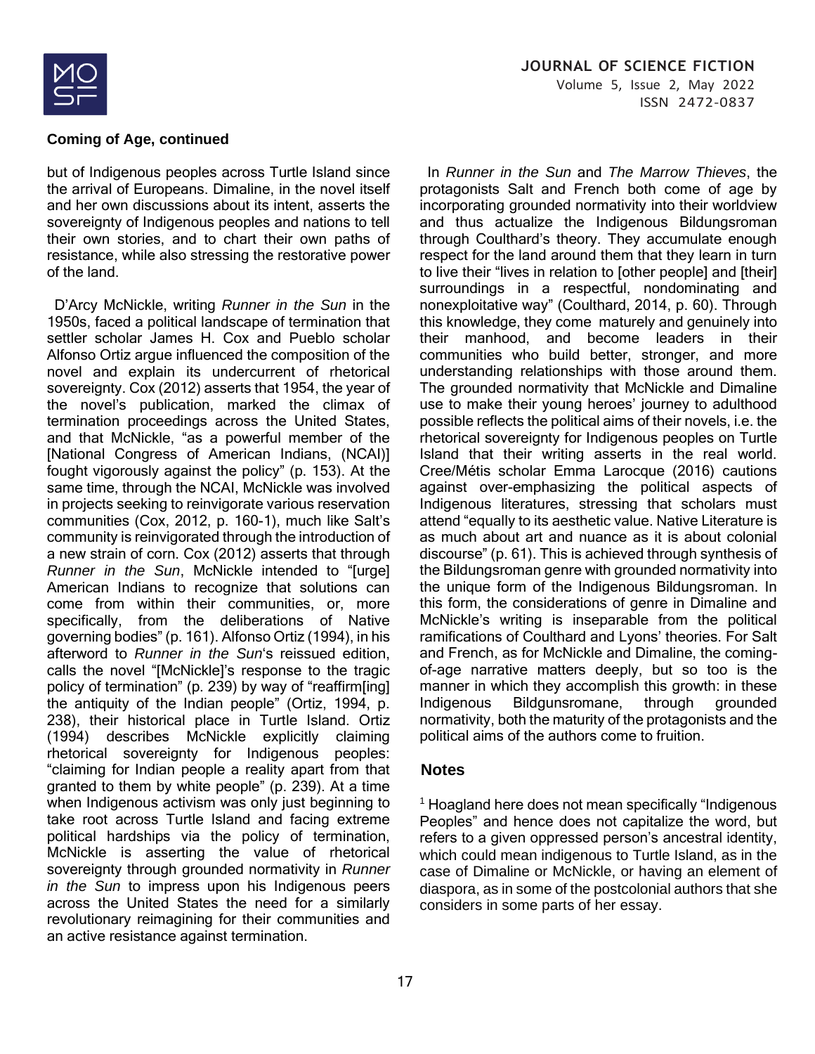but of Indigenous peoples across Turtle Island since the arrival of Europeans. Dimaline, in the novel itself and her own discussions about its intent, asserts the sovereignty of Indigenous peoples and nations to tell their own stories, and to chart their own paths of resistance, while also stressing the restorative power of the land.

D'Arcy McNickle, writing *Runner in the Sun* in the 1950s, faced a political landscape of termination that settler scholar James H. Cox and Pueblo scholar Alfonso Ortiz argue influenced the composition of the novel and explain its undercurrent of rhetorical sovereignty. Cox (2012) asserts that 1954, the year of the novel's publication, marked the climax of termination proceedings across the United States, and that McNickle, "as a powerful member of the [National Congress of American Indians, (NCAI)] fought vigorously against the policy" (p. 153). At the same time, through the NCAI, McNickle was involved in projects seeking to reinvigorate various reservation communities (Cox, 2012, p. 160-1), much like Salt's community is reinvigorated through the introduction of a new strain of corn. Cox (2012) asserts that through *Runner in the Sun*, McNickle intended to "[urge] American Indians to recognize that solutions can come from within their communities, or, more specifically, from the deliberations of Native governing bodies" (p. 161). Alfonso Ortiz (1994), in his afterword to *Runner in the Sun*'s reissued edition, calls the novel "[McNickle]'s response to the tragic policy of termination" (p. 239) by way of "reaffirm[ing] the antiquity of the Indian people" (Ortiz, 1994, p. 238), their historical place in Turtle Island. Ortiz (1994) describes McNickle explicitly claiming rhetorical sovereignty for Indigenous peoples: "claiming for Indian people a reality apart from that granted to them by white people" (p. 239). At a time when Indigenous activism was only just beginning to take root across Turtle Island and facing extreme political hardships via the policy of termination, McNickle is asserting the value of rhetorical sovereignty through grounded normativity in *Runner in the Sun* to impress upon his Indigenous peers across the United States the need for a similarly revolutionary reimagining for their communities and an active resistance against termination.

In *Runner in the Sun* and *The Marrow Thieves*, the protagonists Salt and French both come of age by incorporating grounded normativity into their worldview and thus actualize the Indigenous Bildungsroman through Coulthard's theory. They accumulate enough respect for the land around them that they learn in turn to live their "lives in relation to [other people] and [their] surroundings in a respectful, nondominating and nonexploitative way" (Coulthard, 2014, p. 60). Through this knowledge, they come maturely and genuinely into their manhood, and become leaders in their communities who build better, stronger, and more understanding relationships with those around them. The grounded normativity that McNickle and Dimaline use to make their young heroes' journey to adulthood possible reflects the political aims of their novels, i.e. the rhetorical sovereignty for Indigenous peoples on Turtle Island that their writing asserts in the real world. Cree/Métis scholar Emma Larocque (2016) cautions against over-emphasizing the political aspects of Indigenous literatures, stressing that scholars must attend "equally to its aesthetic value. Native Literature is as much about art and nuance as it is about colonial discourse" (p. 61). This is achieved through synthesis of the Bildungsroman genre with grounded normativity into the unique form of the Indigenous Bildungsroman. In this form, the considerations of genre in Dimaline and McNickle's writing is inseparable from the political ramifications of Coulthard and Lyons' theories. For Salt and French, as for McNickle and Dimaline, the coming-of-age narrative matters deeply, but so too is the manner in which they accomplish this growth: in these Indigenous Bildgunsromane, through grounded normativity, both the maturity of the protagonists and the political aims of the authors come to fruition.

## Notes

[1] Hoagland here does not mean specifically "Indigenous Peoples" and hence does not capitalize the word, but refers to a given oppressed person's ancestral identity, which could mean indigenous to Turtle Island, as in the case of Dimaline or McNickle, or having an element of diaspora, as in some of the postcolonial authors that she considers in some parts of her essay.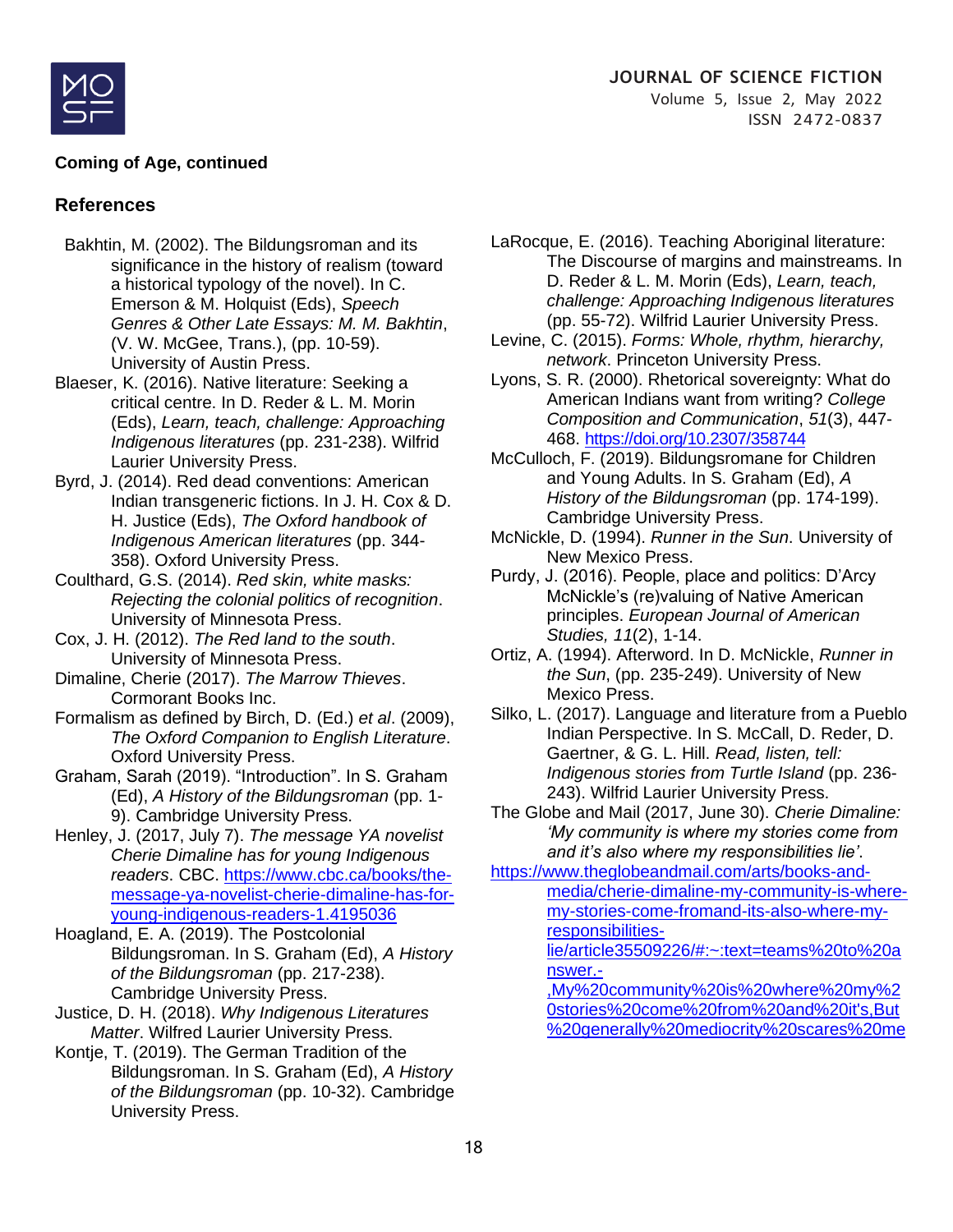**Coming of Age, continued**

## References

Bakhtin, M. (2002). The Bildungsroman and its significance in the history of realism (toward a historical typology of the novel). In C. Emerson & M. Holquist (Eds), *Speech Genres & Other Late Essays: M. M. Bakhtin*, (V. W. McGee, Trans.), (pp. 10-59). University of Austin Press.

Blaeser, K. (2016). Native literature: Seeking a critical centre. In D. Reder & L. M. Morin (Eds), *Learn, teach, challenge: Approaching Indigenous literatures* (pp. 231-238). Wilfrid Laurier University Press.

Byrd, J. (2014). Red dead conventions: American Indian transgeneric fictions. In J. H. Cox & D. H. Justice (Eds), *The Oxford handbook of Indigenous American literatures* (pp. 344-358). Oxford University Press.

Coulthard, G.S. (2014). *Red skin, white masks: Rejecting the colonial politics of recognition*. University of Minnesota Press.

Cox, J. H. (2012). *The Red land to the south*. University of Minnesota Press.

Dimaline, Cherie (2017). *The Marrow Thieves*. Cormorant Books Inc.

Formalism as defined by Birch, D. (Ed.) *et al*. (2009), *The Oxford Companion to English Literature*. Oxford University Press.

Graham, Sarah (2019). "Introduction". In S. Graham (Ed), *A History of the Bildungsroman* (pp. 1-9). Cambridge University Press.

Henley, J. (2017, July 7). *The message YA novelist Cherie Dimaline has for young Indigenous readers*. CBC. https://www.cbc.ca/books/the-message-ya-novelist-cherie-dimaline-has-for-young-indigenous-readers-1.4195036

Hoagland, E. A. (2019). The Postcolonial Bildungsroman. In S. Graham (Ed), *A History of the Bildungsroman* (pp. 217-238). Cambridge University Press.

Justice, D. H. (2018). *Why Indigenous Literatures Matter*. Wilfred Laurier University Press.

Kontje, T. (2019). The German Tradition of the Bildungsroman. In S. Graham (Ed), *A History of the Bildungsroman* (pp. 10-32). Cambridge University Press.

LaRocque, E. (2016). Teaching Aboriginal literature: The Discourse of margins and mainstreams. In D. Reder & L. M. Morin (Eds), *Learn, teach, challenge: Approaching Indigenous literatures* (pp. 55-72). Wilfrid Laurier University Press.

Levine, C. (2015). *Forms: Whole, rhythm, hierarchy, network*. Princeton University Press.

Lyons, S. R. (2000). Rhetorical sovereignty: What do American Indians want from writing? *College Composition and Communication*, *51*(3), 447-468. https://doi.org/10.2307/358744

McCulloch, F. (2019). Bildungsromane for Children and Young Adults. In S. Graham (Ed), *A History of the Bildungsroman* (pp. 174-199). Cambridge University Press.

McNickle, D. (1994). *Runner in the Sun*. University of New Mexico Press.

Purdy, J. (2016). People, place and politics: D'Arcy McNickle's (re)valuing of Native American principles. *European Journal of American Studies, 11*(2), 1-14.

Ortiz, A. (1994). Afterword. In D. McNickle, *Runner in the Sun*, (pp. 235-249). University of New Mexico Press.

Silko, L. (2017). Language and literature from a Pueblo Indian Perspective. In S. McCall, D. Reder, D. Gaertner, & G. L. Hill. *Read, listen, tell: Indigenous stories from Turtle Island* (pp. 236-243). Wilfrid Laurier University Press.

The Globe and Mail (2017, June 30). *Cherie Dimaline: 'My community is where my stories come from and it's also where my responsibilities lie'*. https://www.theglobeandmail.com/arts/books-and-media/cherie-dimaline-my-community-is-where-my-stories-come-fromand-its-also-where-my-responsibilities-lie/article35509226/#:~:text=teams%20to%20answer.-,My%20community%20is%20where%20my%20stories%20come%20from%20and%20it's,But%20generally%20mediocrity%20scares%20me